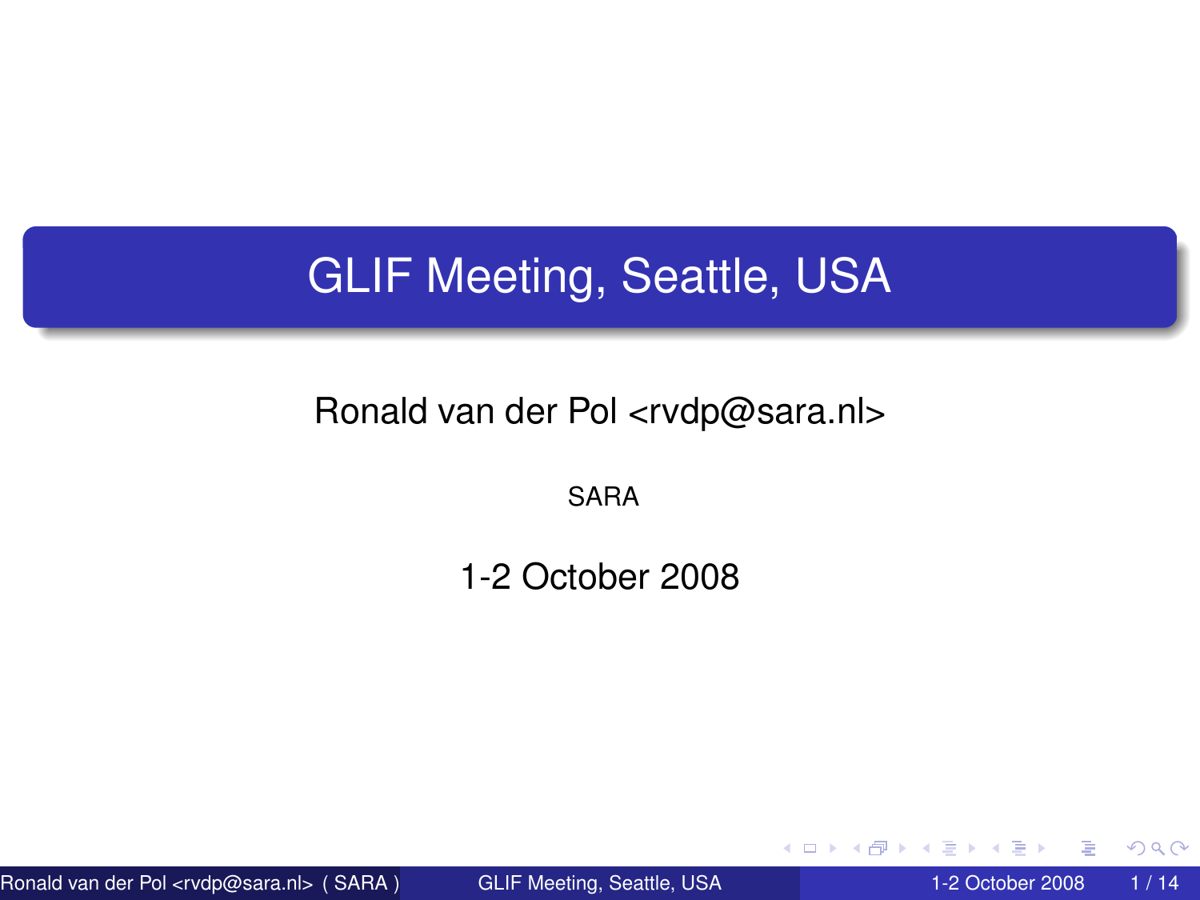# GLIF Meeting, Seattle, USA

Ronald van der Pol <rvdp@sara.nl>

SARA

1-2 October 2008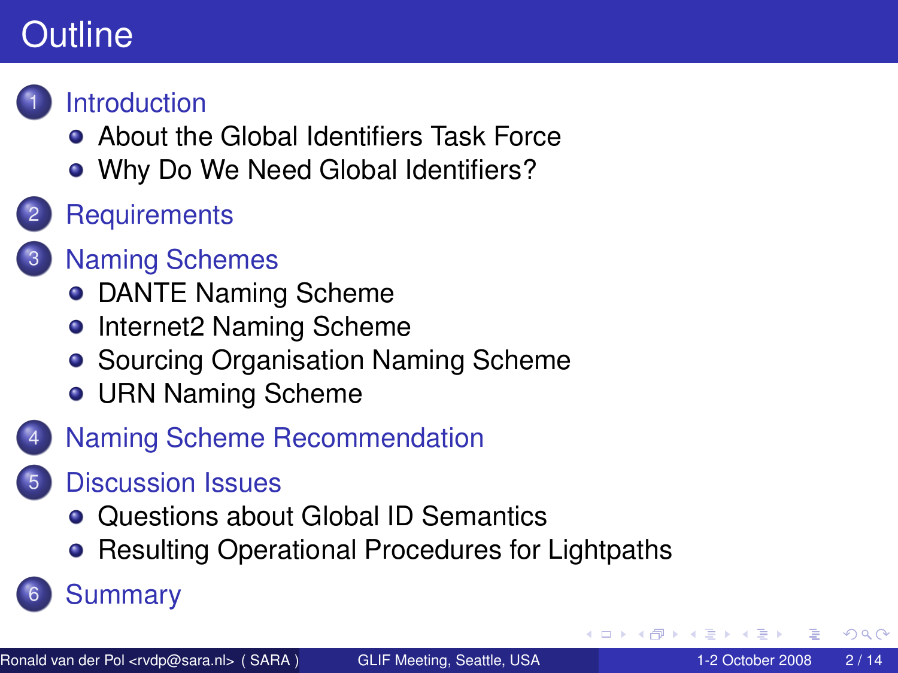# Outline

1. Introduction
   - About the Global Identifiers Task Force
   - Why Do We Need Global Identifiers?
2. Requirements
3. Naming Schemes
   - DANTE Naming Scheme
   - Internet2 Naming Scheme
   - Sourcing Organisation Naming Scheme
   - URN Naming Scheme
4. Naming Scheme Recommendation
5. Discussion Issues
   - Questions about Global ID Semantics
   - Resulting Operational Procedures for Lightpaths
6. Summary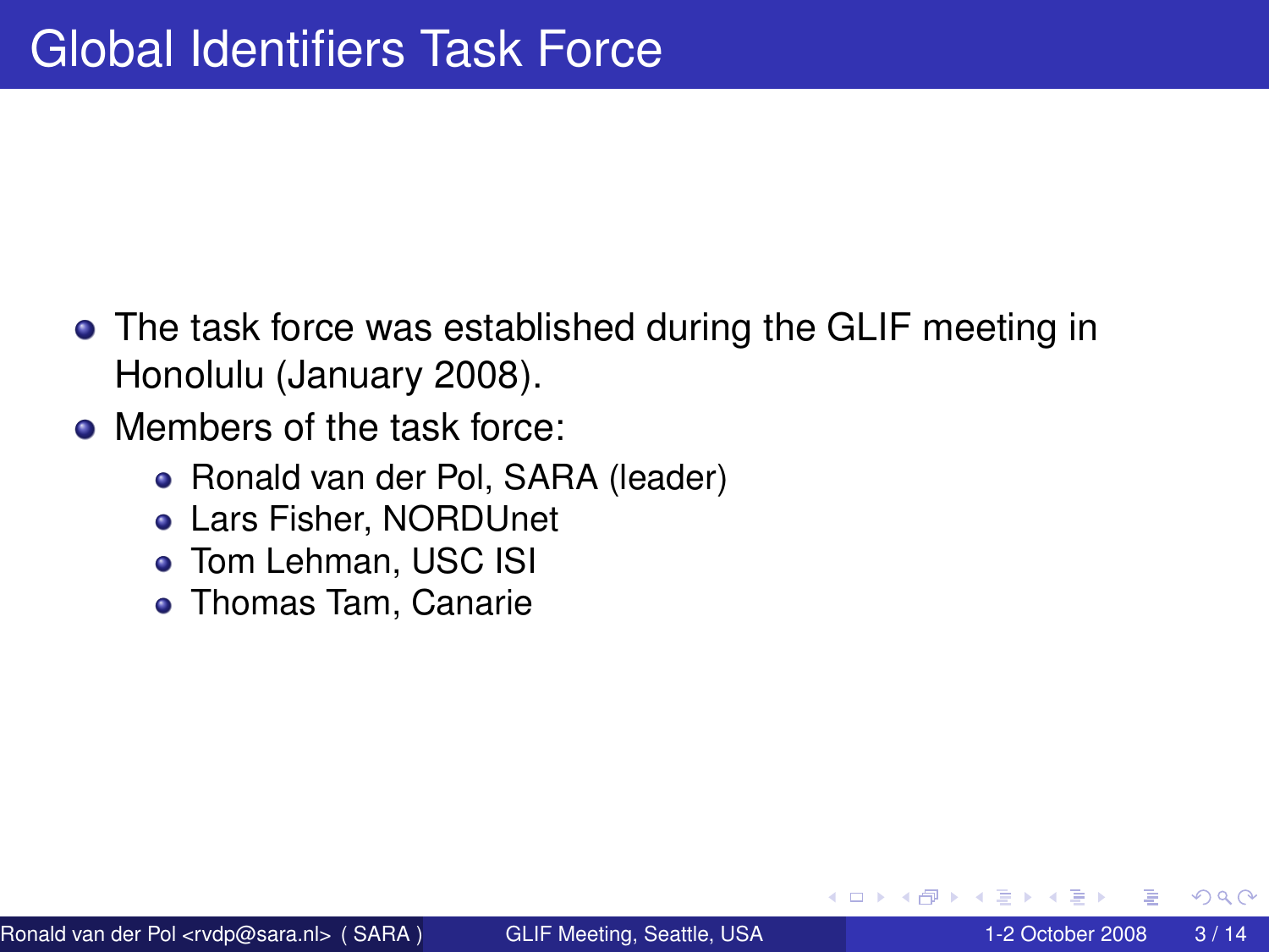# Global Identifiers Task Force

- The task force was established during the GLIF meeting in Honolulu (January 2008).
- Members of the task force:
  - Ronald van der Pol, SARA (leader)
  - Lars Fisher, NORDUnet
  - Tom Lehman, USC ISI
  - Thomas Tam, Canarie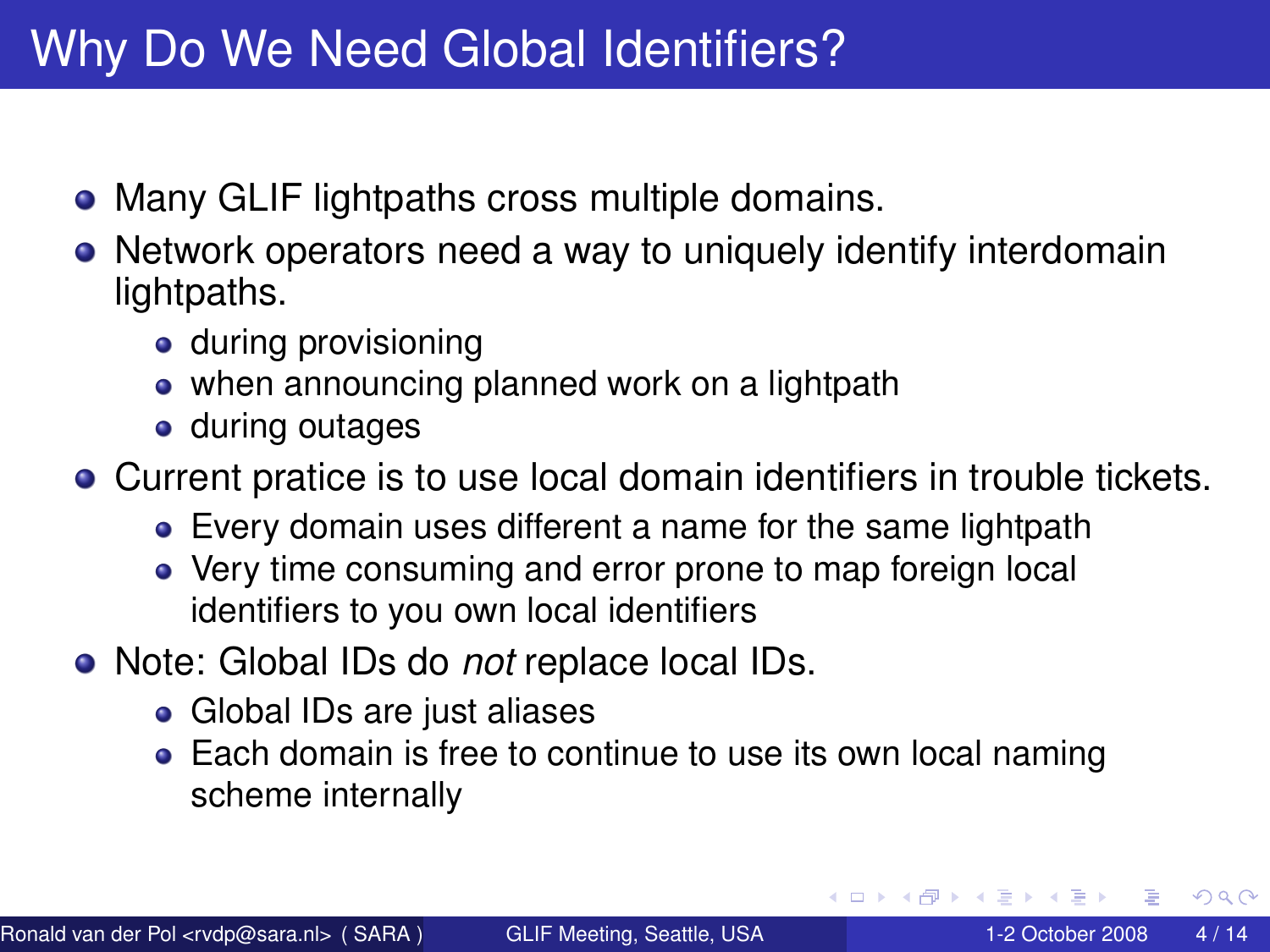# Why Do We Need Global Identifiers?

- Many GLIF lightpaths cross multiple domains.
- Network operators need a way to uniquely identify interdomain lightpaths.
  - during provisioning
  - when announcing planned work on a lightpath
  - during outages
- Current pratice is to use local domain identifiers in trouble tickets.
  - Every domain uses different a name for the same lightpath
  - Very time consuming and error prone to map foreign local identifiers to you own local identifiers
- Note: Global IDs do *not* replace local IDs.
  - Global IDs are just aliases
  - Each domain is free to continue to use its own local naming scheme internally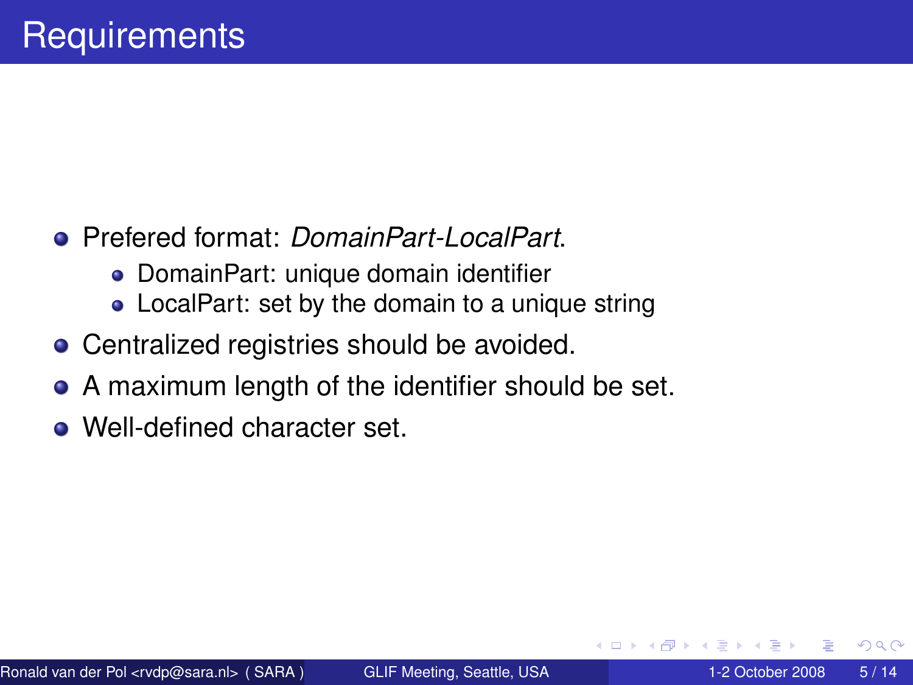# Requirements

- Prefered format: *DomainPart-LocalPart*.
  - DomainPart: unique domain identifier
  - LocalPart: set by the domain to a unique string
- Centralized registries should be avoided.
- A maximum length of the identifier should be set.
- Well-defined character set.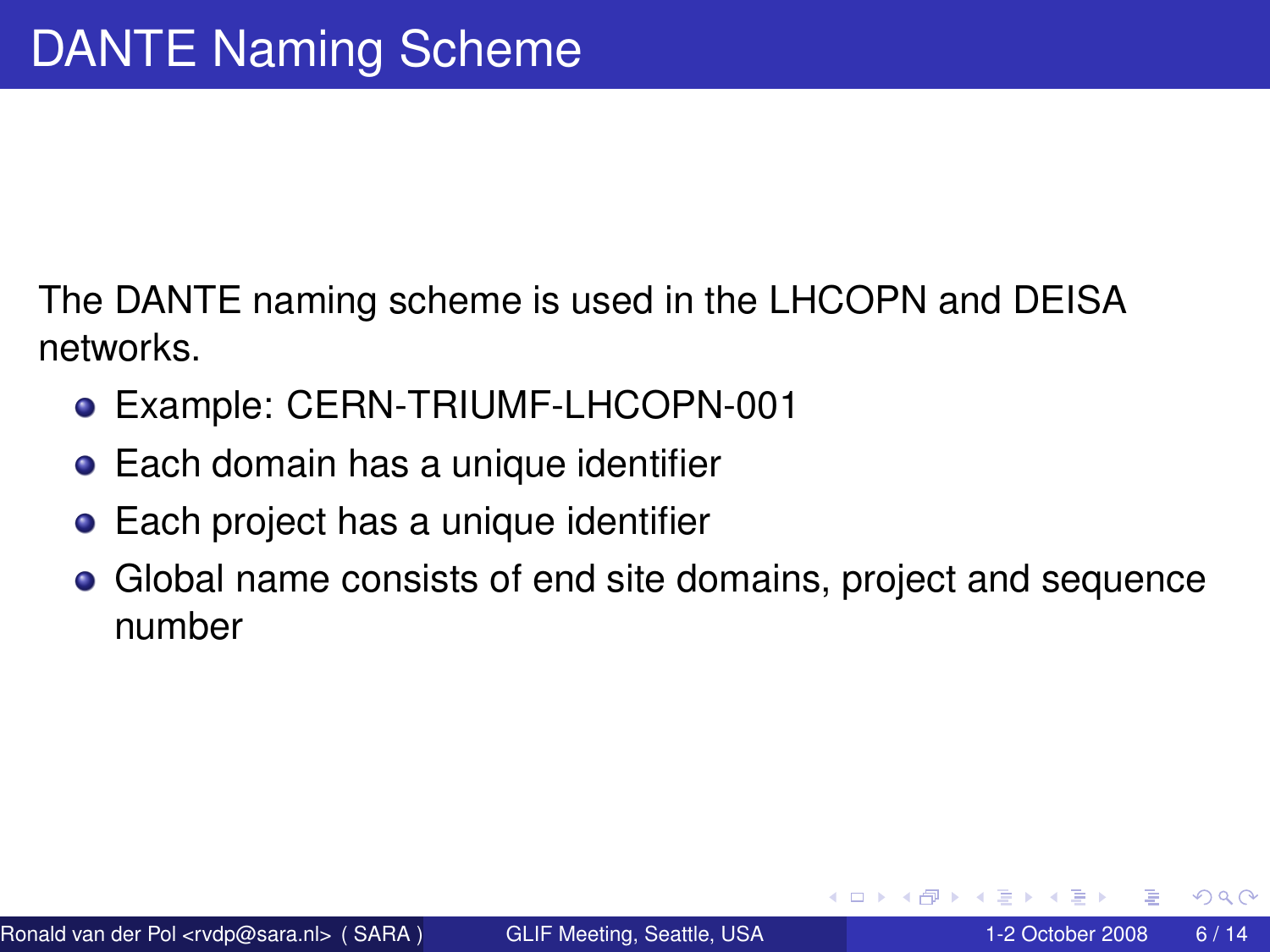# DANTE Naming Scheme

The DANTE naming scheme is used in the LHCOPN and DEISA networks.

- Example: CERN-TRIUMF-LHCOPN-001
- Each domain has a unique identifier
- Each project has a unique identifier
- Global name consists of end site domains, project and sequence number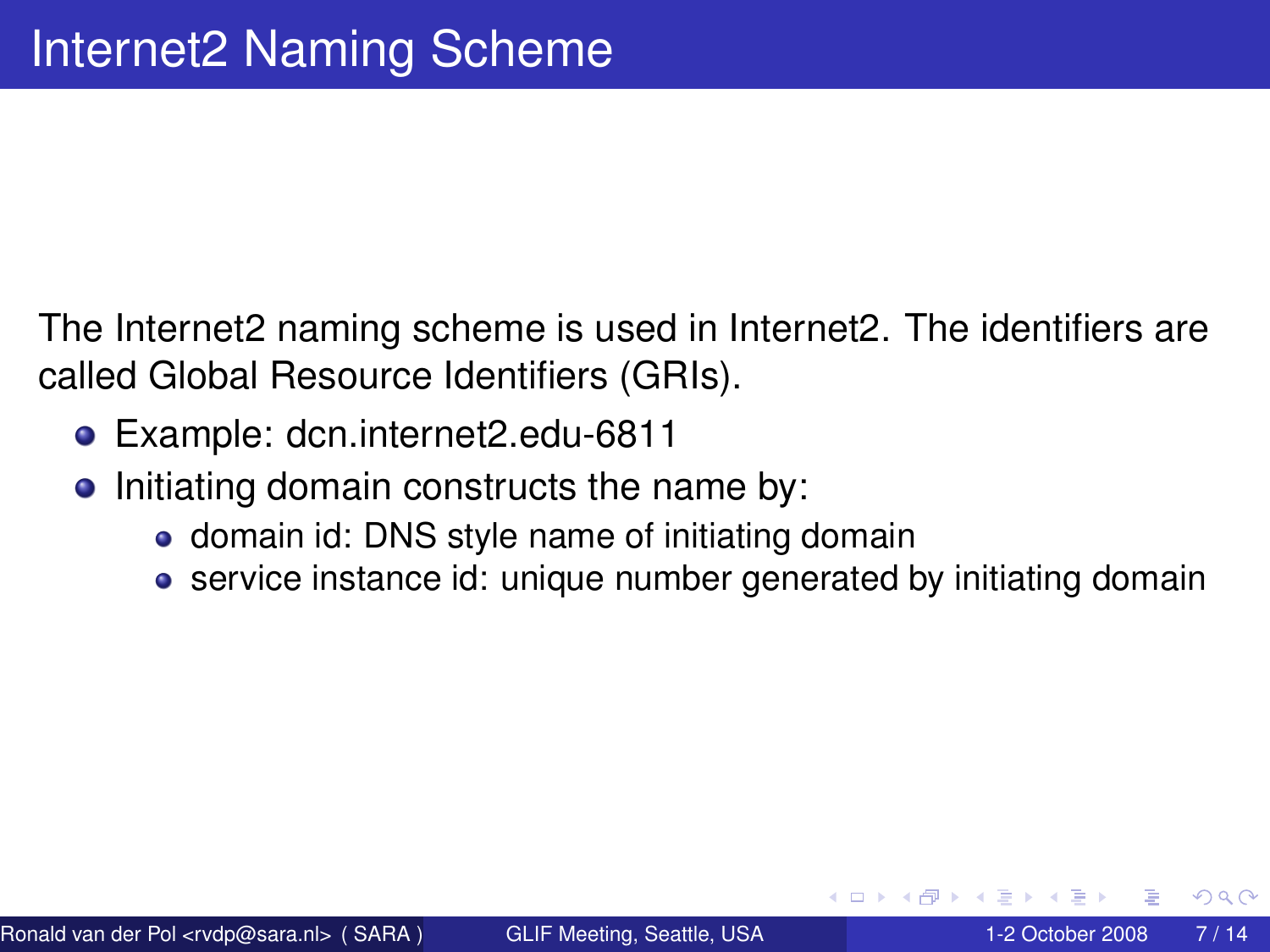# Internet2 Naming Scheme

The Internet2 naming scheme is used in Internet2. The identifiers are called Global Resource Identifiers (GRIs).

- Example: dcn.internet2.edu-6811
- Initiating domain constructs the name by:
  - domain id: DNS style name of initiating domain
  - service instance id: unique number generated by initiating domain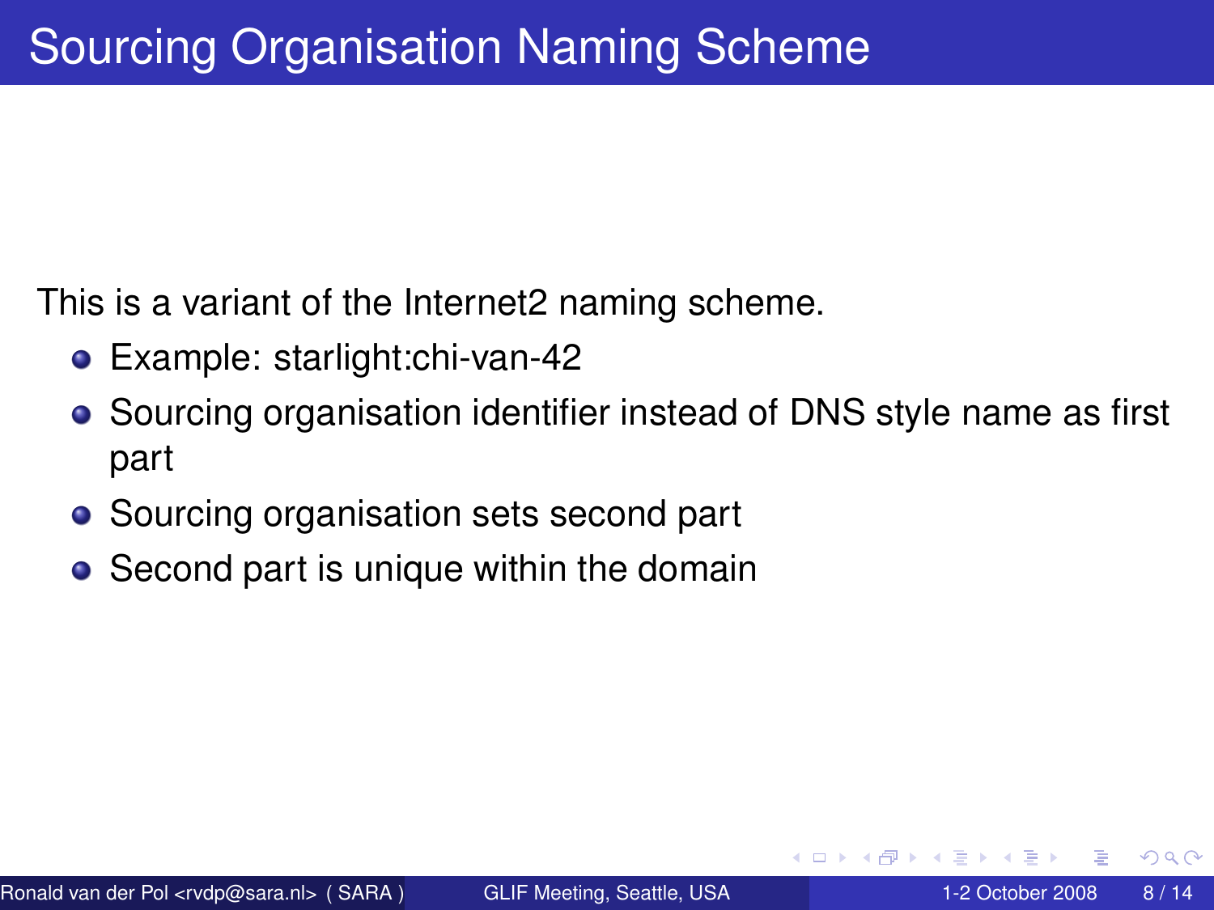# Sourcing Organisation Naming Scheme

This is a variant of the Internet2 naming scheme.

- Example: starlight:chi-van-42
- Sourcing organisation identifier instead of DNS style name as first part
- Sourcing organisation sets second part
- Second part is unique within the domain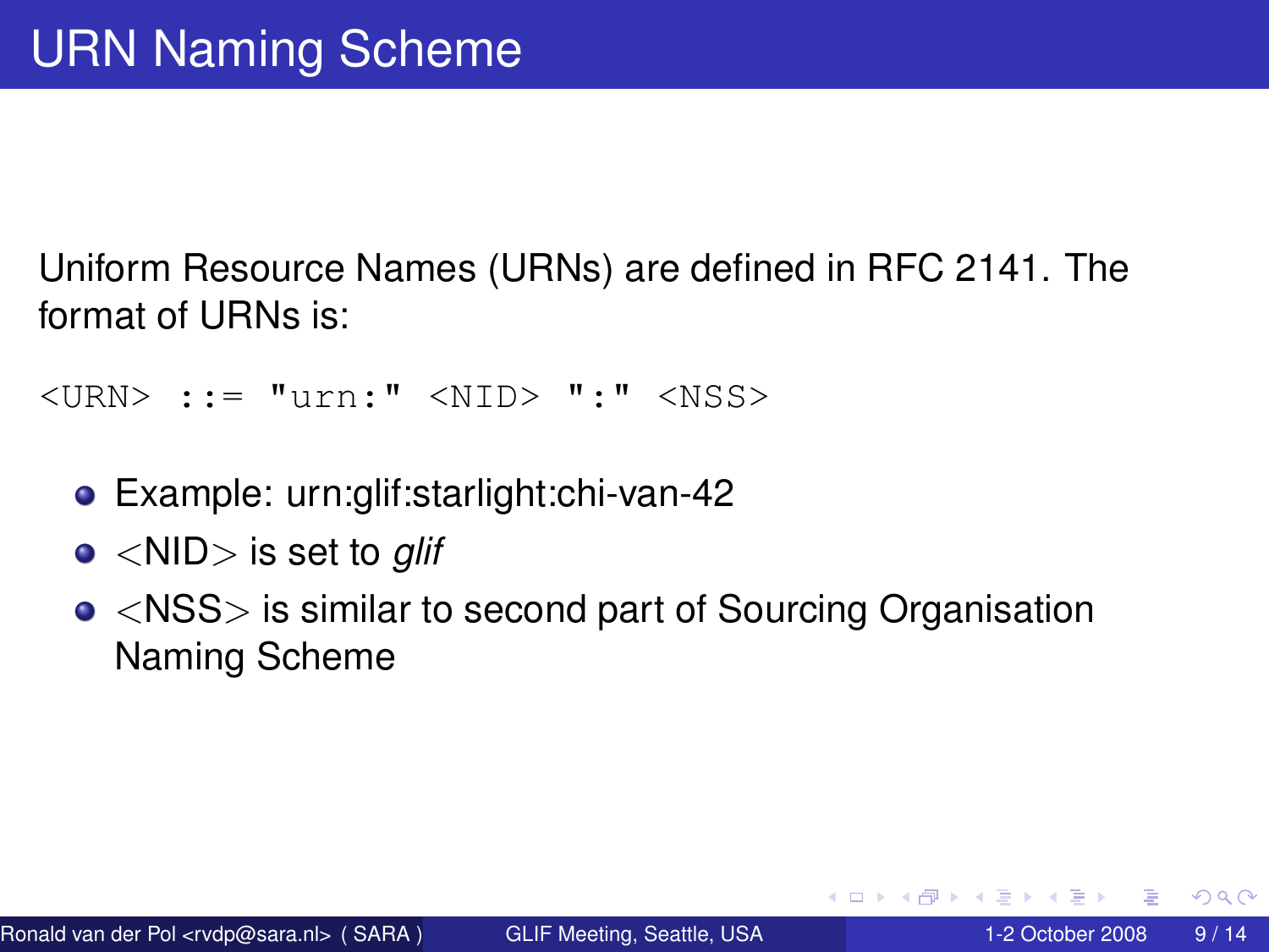# URN Naming Scheme

Uniform Resource Names (URNs) are defined in RFC 2141. The format of URNs is:

```
<URN> ::= "urn:" <NID> ":" <NSS>
```

- Example: urn:glif:starlight:chi-van-42
- <NID> is set to *glif*
- <NSS> is similar to second part of Sourcing Organisation Naming Scheme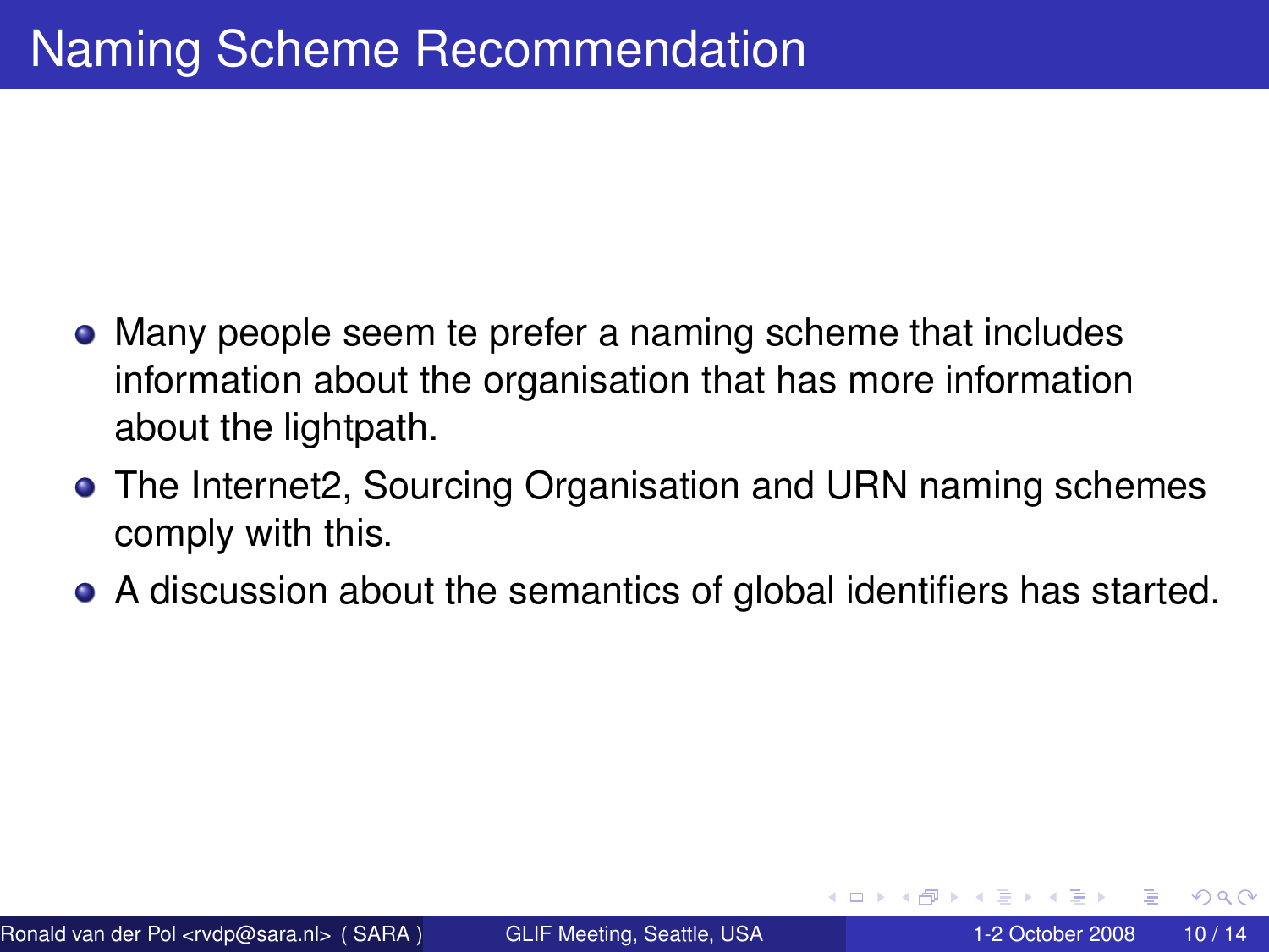# Naming Scheme Recommendation

- Many people seem te prefer a naming scheme that includes information about the organisation that has more information about the lightpath.
- The Internet2, Sourcing Organisation and URN naming schemes comply with this.
- A discussion about the semantics of global identifiers has started.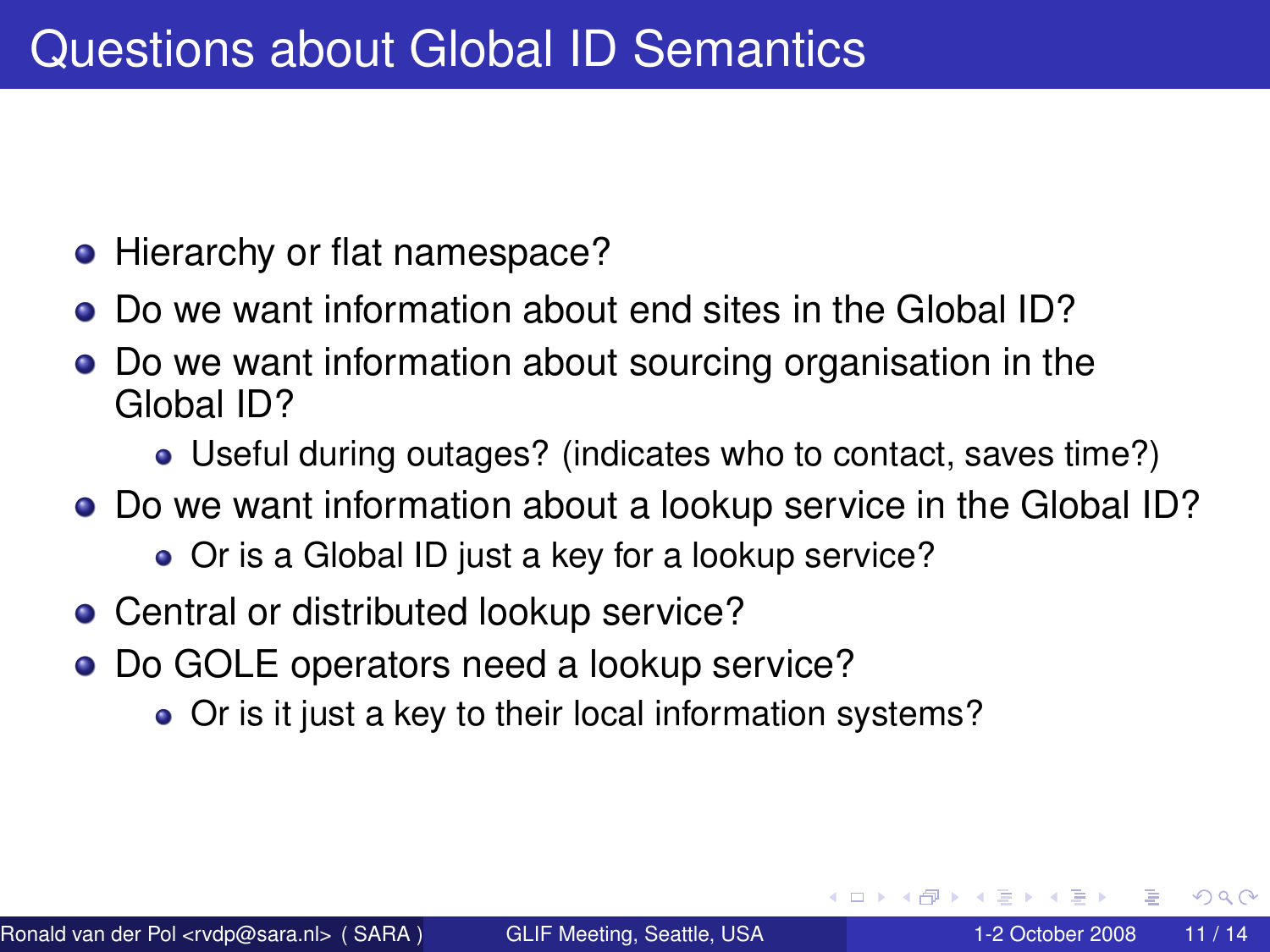# Questions about Global ID Semantics

- Hierarchy or flat namespace?
- Do we want information about end sites in the Global ID?
- Do we want information about sourcing organisation in the Global ID?
  - Useful during outages? (indicates who to contact, saves time?)
- Do we want information about a lookup service in the Global ID?
  - Or is a Global ID just a key for a lookup service?
- Central or distributed lookup service?
- Do GOLE operators need a lookup service?
  - Or is it just a key to their local information systems?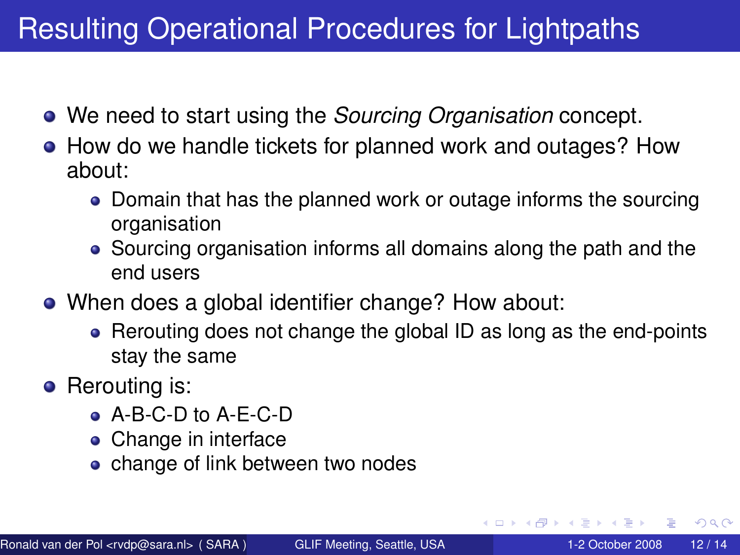# Resulting Operational Procedures for Lightpaths

- We need to start using the *Sourcing Organisation* concept.
- How do we handle tickets for planned work and outages? How about:
  - Domain that has the planned work or outage informs the sourcing organisation
  - Sourcing organisation informs all domains along the path and the end users
- When does a global identifier change? How about:
  - Rerouting does not change the global ID as long as the end-points stay the same
- Rerouting is:
  - A-B-C-D to A-E-C-D
  - Change in interface
  - change of link between two nodes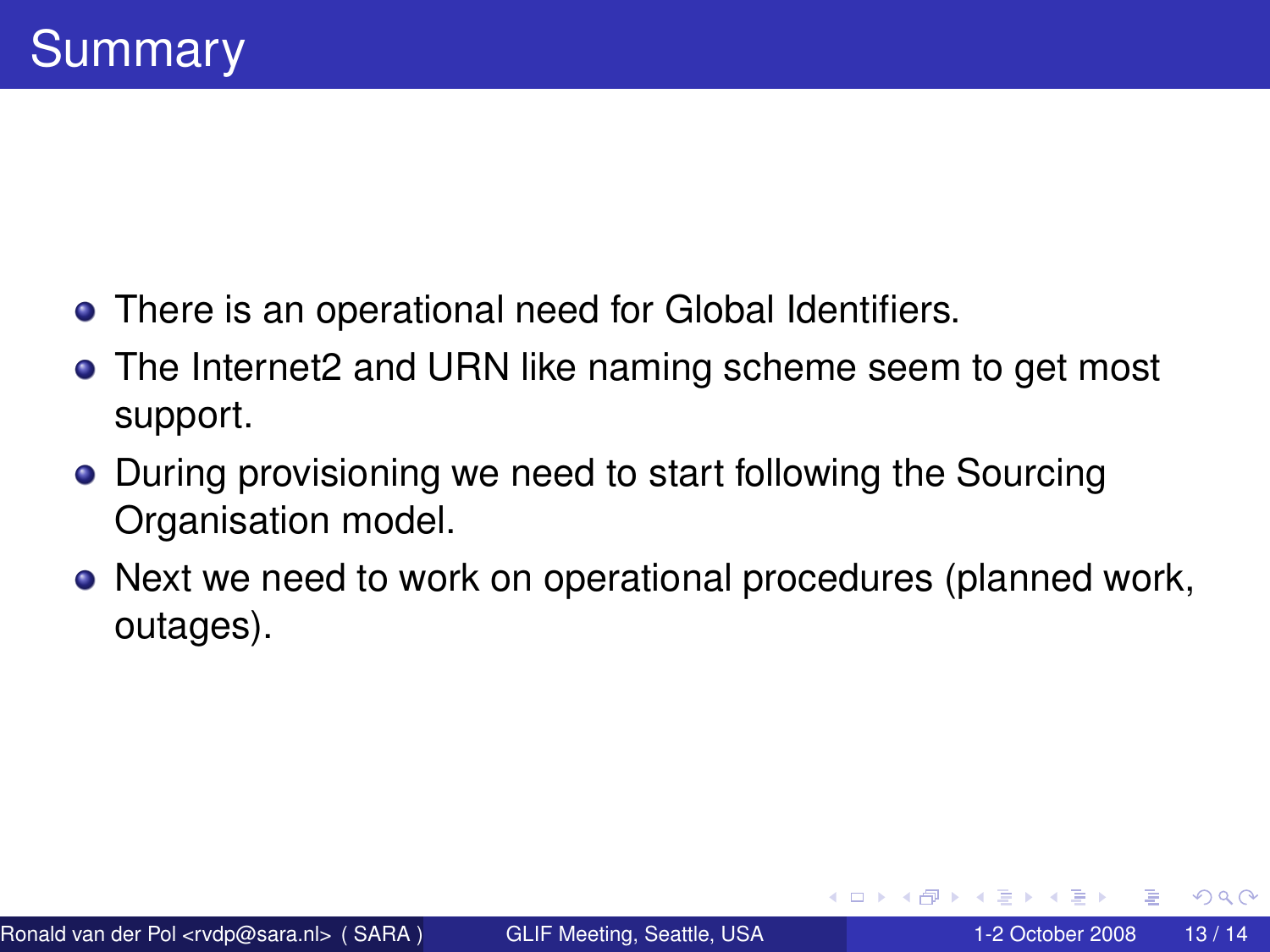# Summary

- There is an operational need for Global Identifiers.
- The Internet2 and URN like naming scheme seem to get most support.
- During provisioning we need to start following the Sourcing Organisation model.
- Next we need to work on operational procedures (planned work, outages).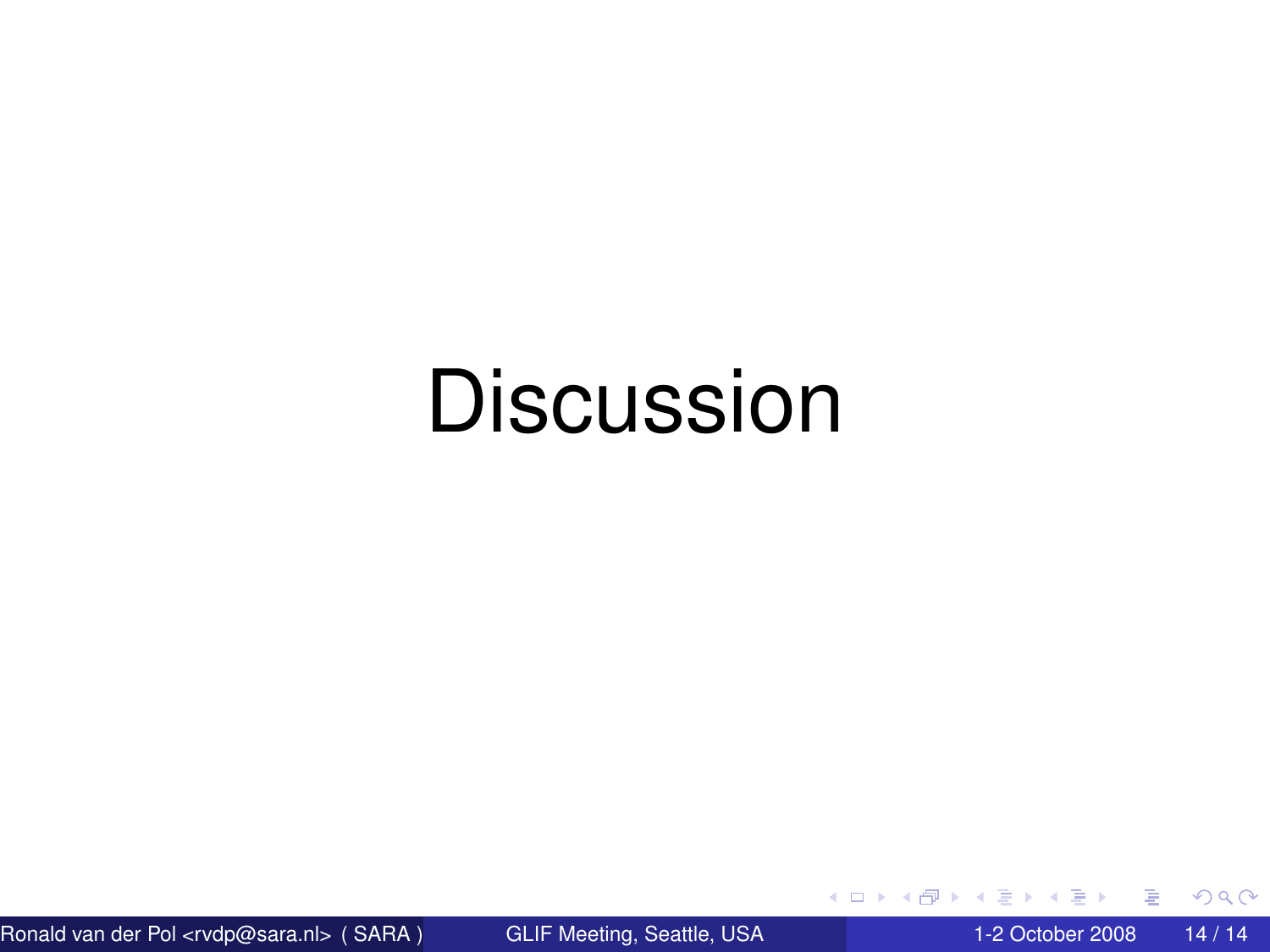# Discussion